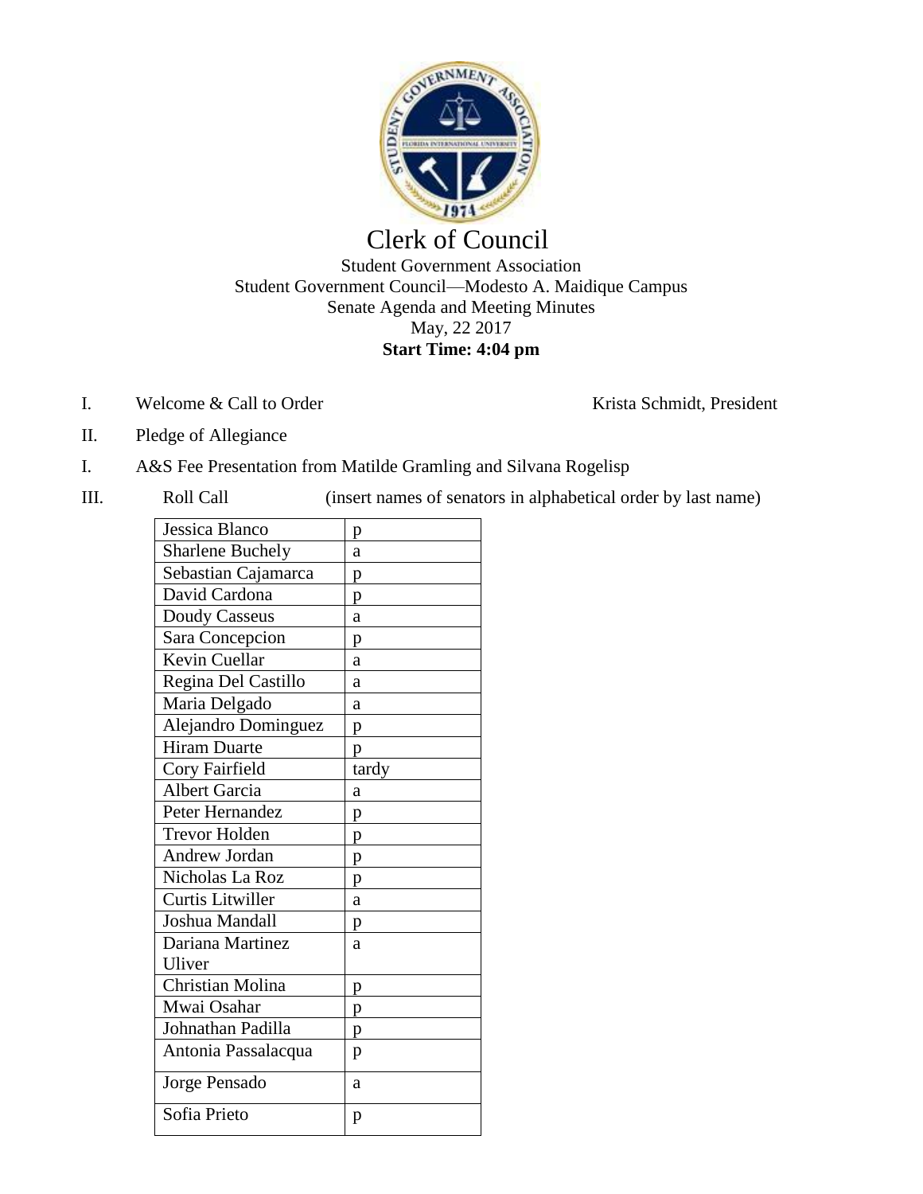# Clerk of Council

Student Government Association
Student Government Council—Modesto A. Maidique Campus
Senate Agenda and Meeting Minutes
May, 22 2017
**Start Time: 4:04 pm**

I. Welcome & Call to Order — Krista Schmidt, President

II. Pledge of Allegiance

I. A&S Fee Presentation from Matilde Gramling and Silvana Rogelisp

III. Roll Call (insert names of senators in alphabetical order by last name)

| Name | Status |
|---|---|
| Jessica Blanco | p |
| Sharlene Buchely | a |
| Sebastian Cajamarca | p |
| David Cardona | p |
| Doudy Casseus | a |
| Sara Concepcion | p |
| Kevin Cuellar | a |
| Regina Del Castillo | a |
| Maria Delgado | a |
| Alejandro Dominguez | p |
| Hiram Duarte | p |
| Cory Fairfield | tardy |
| Albert Garcia | a |
| Peter Hernandez | p |
| Trevor Holden | p |
| Andrew Jordan | p |
| Nicholas La Roz | p |
| Curtis Litwiller | a |
| Joshua Mandall | p |
| Dariana Martinez Uliver | a |
| Christian Molina | p |
| Mwai Osahar | p |
| Johnathan Padilla | p |
| Antonia Passalacqua | p |
| Jorge Pensado | a |
| Sofia Prieto | p |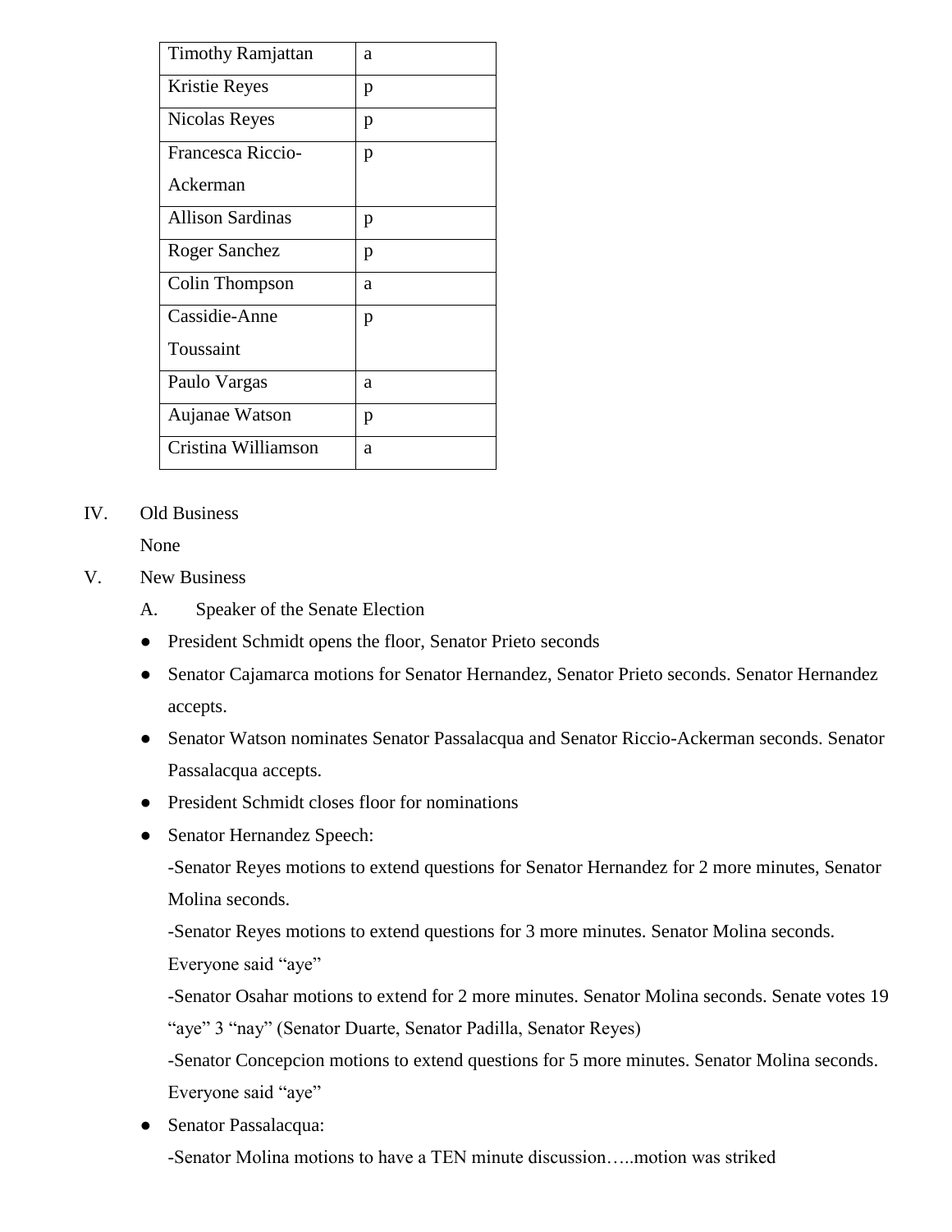| Timothy Ramjattan | a |
|---|---|
| Kristie Reyes | p |
| Nicolas Reyes | p |
| Francesca Riccio-Ackerman | p |
| Allison Sardinas | p |
| Roger Sanchez | p |
| Colin Thompson | a |
| Cassidie-Anne Toussaint | p |
| Paulo Vargas | a |
| Aujanae Watson | p |
| Cristina Williamson | a |

IV. Old Business

None

V. New Business

A. Speaker of the Senate Election

- President Schmidt opens the floor, Senator Prieto seconds
- Senator Cajamarca motions for Senator Hernandez, Senator Prieto seconds. Senator Hernandez accepts.
- Senator Watson nominates Senator Passalacqua and Senator Riccio-Ackerman seconds. Senator Passalacqua accepts.
- President Schmidt closes floor for nominations
- Senator Hernandez Speech:

  -Senator Reyes motions to extend questions for Senator Hernandez for 2 more minutes, Senator Molina seconds.

  -Senator Reyes motions to extend questions for 3 more minutes. Senator Molina seconds. Everyone said “aye”

  -Senator Osahar motions to extend for 2 more minutes. Senator Molina seconds. Senate votes 19 “aye” 3 “nay” (Senator Duarte, Senator Padilla, Senator Reyes)

  -Senator Concepcion motions to extend questions for 5 more minutes. Senator Molina seconds. Everyone said “aye”
- Senator Passalacqua:

  -Senator Molina motions to have a TEN minute discussion…..motion was striked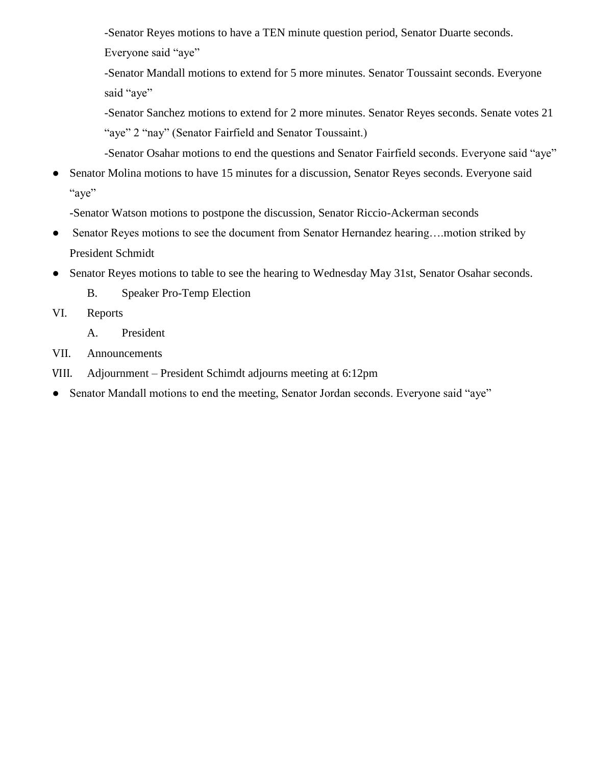-Senator Reyes motions to have a TEN minute question period, Senator Duarte seconds. Everyone said "aye"

-Senator Mandall motions to extend for 5 more minutes. Senator Toussaint seconds. Everyone said "aye"

-Senator Sanchez motions to extend for 2 more minutes. Senator Reyes seconds. Senate votes 21 "aye" 2 "nay" (Senator Fairfield and Senator Toussaint.)

-Senator Osahar motions to end the questions and Senator Fairfield seconds. Everyone said "aye"

- Senator Molina motions to have 15 minutes for a discussion, Senator Reyes seconds. Everyone said "aye"

  -Senator Watson motions to postpone the discussion, Senator Riccio-Ackerman seconds

- Senator Reyes motions to see the document from Senator Hernandez hearing….motion striked by President Schmidt
- Senator Reyes motions to table to see the hearing to Wednesday May 31st, Senator Osahar seconds.

  B. Speaker Pro-Temp Election

VI. Reports

  A. President

VII. Announcements

VIII. Adjournment – President Schimdt adjourns meeting at 6:12pm

- Senator Mandall motions to end the meeting, Senator Jordan seconds. Everyone said "aye"